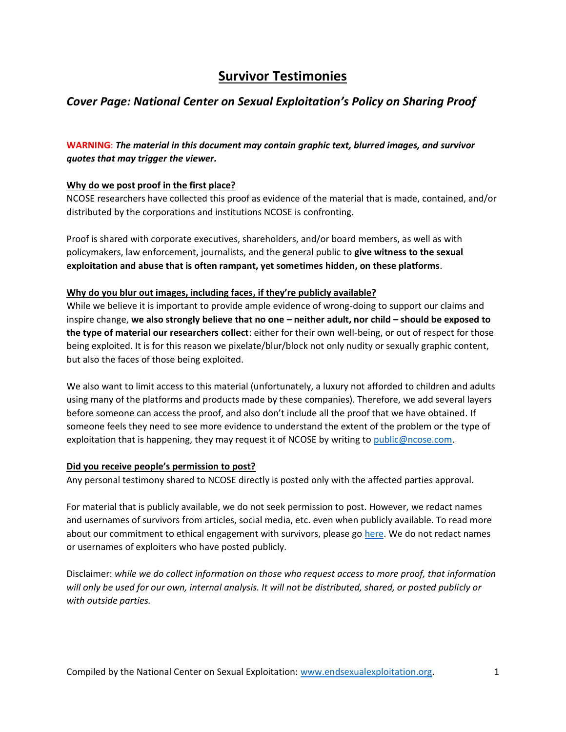# Survivor Testimonies

## *Cover Page: National Center on Sexual Exploitation's Policy on Sharing Proof*

**WARNING**: ***The material in this document may contain graphic text, blurred images, and survivor quotes that may trigger the viewer.***

**Why do we post proof in the first place?**

NCOSE researchers have collected this proof as evidence of the material that is made, contained, and/or distributed by the corporations and institutions NCOSE is confronting.

Proof is shared with corporate executives, shareholders, and/or board members, as well as with policymakers, law enforcement, journalists, and the general public to **give witness to the sexual exploitation and abuse that is often rampant, yet sometimes hidden, on these platforms**.

**Why do you blur out images, including faces, if they're publicly available?**

While we believe it is important to provide ample evidence of wrong-doing to support our claims and inspire change, **we also strongly believe that no one – neither adult, nor child – should be exposed to the type of material our researchers collect**: either for their own well-being, or out of respect for those being exploited. It is for this reason we pixelate/blur/block not only nudity or sexually graphic content, but also the faces of those being exploited.

We also want to limit access to this material (unfortunately, a luxury not afforded to children and adults using many of the platforms and products made by these companies). Therefore, we add several layers before someone can access the proof, and also don't include all the proof that we have obtained. If someone feels they need to see more evidence to understand the extent of the problem or the type of exploitation that is happening, they may request it of NCOSE by writing to public@ncose.com.

**Did you receive people's permission to post?**

Any personal testimony shared to NCOSE directly is posted only with the affected parties approval.

For material that is publicly available, we do not seek permission to post. However, we redact names and usernames of survivors from articles, social media, etc. even when publicly available. To read more about our commitment to ethical engagement with survivors, please go here. We do not redact names or usernames of exploiters who have posted publicly.

Disclaimer: *while we do collect information on those who request access to more proof, that information will only be used for our own, internal analysis. It will not be distributed, shared, or posted publicly or with outside parties.*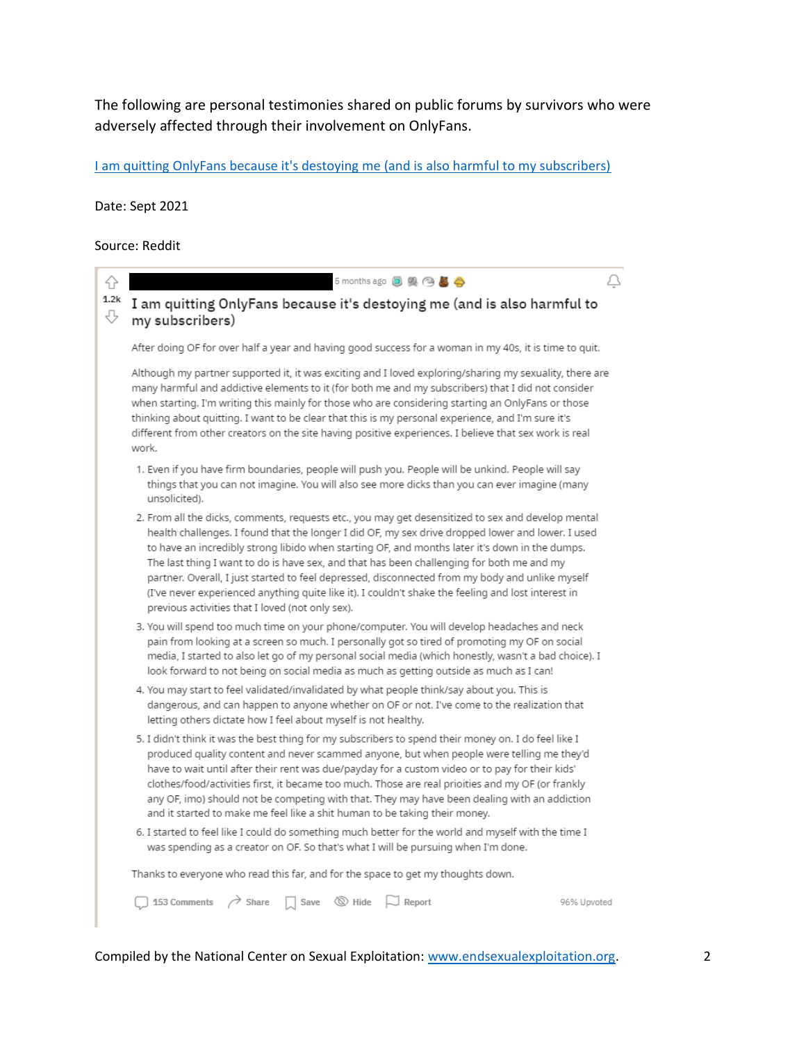The following are personal testimonies shared on public forums by survivors who were adversely affected through their involvement on OnlyFans.

[I am quitting OnlyFans because it's destoying me (and is also harmful to my subscribers)]()

Date: Sept 2021

Source: Reddit

5 months ago

1.2k

## I am quitting OnlyFans because it's destoying me (and is also harmful to my subscribers)

After doing OF for over half a year and having good success for a woman in my 40s, it is time to quit.

Although my partner supported it, it was exciting and I loved exploring/sharing my sexuality, there are many harmful and addictive elements to it (for both me and my subscribers) that I did not consider when starting. I'm writing this mainly for those who are considering starting an OnlyFans or those thinking about quitting. I want to be clear that this is my personal experience, and I'm sure it's different from other creators on the site having positive experiences. I believe that sex work is real work.

1. Even if you have firm boundaries, people will push you. People will be unkind. People will say things that you can not imagine. You will also see more dicks than you can ever imagine (many unsolicited).
2. From all the dicks, comments, requests etc., you may get desensitized to sex and develop mental health challenges. I found that the longer I did OF, my sex drive dropped lower and lower. I used to have an incredibly strong libido when starting OF, and months later it's down in the dumps. The last thing I want to do is have sex, and that has been challenging for both me and my partner. Overall, I just started to feel depressed, disconnected from my body and unlike myself (I've never experienced anything quite like it). I couldn't shake the feeling and lost interest in previous activities that I loved (not only sex).
3. You will spend too much time on your phone/computer. You will develop headaches and neck pain from looking at a screen so much. I personally got so tired of promoting my OF on social media, I started to also let go of my personal social media (which honestly, wasn't a bad choice). I look forward to not being on social media as much as getting outside as much as I can!
4. You may start to feel validated/invalidated by what people think/say about you. This is dangerous, and can happen to anyone whether on OF or not. I've come to the realization that letting others dictate how I feel about myself is not healthy.
5. I didn't think it was the best thing for my subscribers to spend their money on. I do feel like I produced quality content and never scammed anyone, but when people were telling me they'd have to wait until after their rent was due/payday for a custom video or to pay for their kids' clothes/food/activities first, it became too much. Those are real prioities and my OF (or frankly any OF, imo) should not be competing with that. They may have been dealing with an addiction and it started to make me feel like a shit human to be taking their money.
6. I started to feel like I could do something much better for the world and myself with the time I was spending as a creator on OF. So that's what I will be pursuing when I'm done.

Thanks to everyone who read this far, and for the space to get my thoughts down.

153 Comments | Share | Save | Hide | Report | 96% Upvoted

Compiled by the National Center on Sexual Exploitation: [www.endsexualexploitation.org](www.endsexualexploitation.org).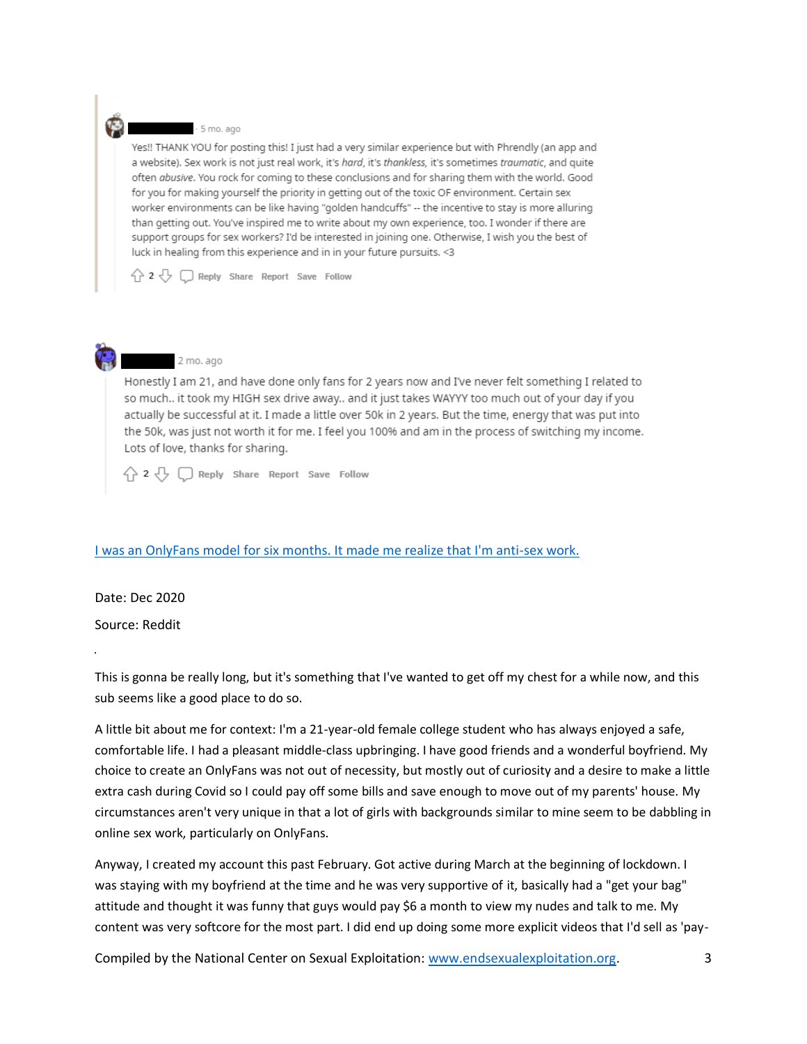[redacted] · 5 mo. ago

Yes!! THANK YOU for posting this! I just had a very similar experience but with Phrendly (an app and a website). Sex work is not just real work, it's *hard*, it's *thankless*, it's sometimes *traumatic*, and quite often *abusive*. You rock for coming to these conclusions and for sharing them with the world. Good for you for making yourself the priority in getting out of the toxic OF environment. Certain sex worker environments can be like having "golden handcuffs" -- the incentive to stay is more alluring than getting out. You've inspired me to write about my own experience, too. I wonder if there are support groups for sex workers? I'd be interested in joining one. Otherwise, I wish you the best of luck in healing from this experience and in in your future pursuits. <3

2 Reply Share Report Save Follow

[redacted] 2 mo. ago

Honestly I am 21, and have done only fans for 2 years now and I've never felt something I related to so much.. it took my HIGH sex drive away.. and it just takes WAYYY too much out of your day if you actually be successful at it. I made a little over 50k in 2 years. But the time, energy that was put into the 50k, was just not worth it for me. I feel you 100% and am in the process of switching my income. Lots of love, thanks for sharing.

2 Reply Share Report Save Follow

[I was an OnlyFans model for six months. It made me realize that I'm anti-sex work.]()

Date: Dec 2020

Source: Reddit

This is gonna be really long, but it's something that I've wanted to get off my chest for a while now, and this sub seems like a good place to do so.

A little bit about me for context: I'm a 21-year-old female college student who has always enjoyed a safe, comfortable life. I had a pleasant middle-class upbringing. I have good friends and a wonderful boyfriend. My choice to create an OnlyFans was not out of necessity, but mostly out of curiosity and a desire to make a little extra cash during Covid so I could pay off some bills and save enough to move out of my parents' house. My circumstances aren't very unique in that a lot of girls with backgrounds similar to mine seem to be dabbling in online sex work, particularly on OnlyFans.

Anyway, I created my account this past February. Got active during March at the beginning of lockdown. I was staying with my boyfriend at the time and he was very supportive of it, basically had a "get your bag" attitude and thought it was funny that guys would pay $6 a month to view my nudes and talk to me. My content was very softcore for the most part. I did end up doing some more explicit videos that I'd sell as 'pay-

Compiled by the National Center on Sexual Exploitation: [www.endsexualexploitation.org](www.endsexualexploitation.org).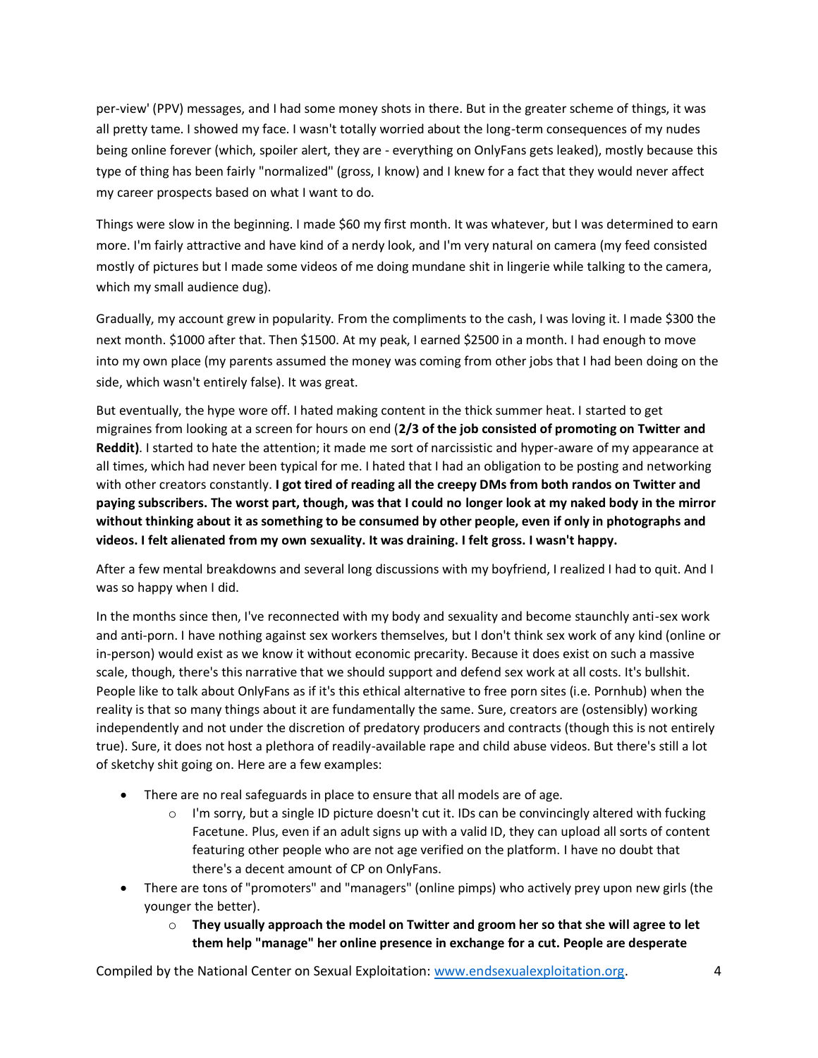per-view' (PPV) messages, and I had some money shots in there. But in the greater scheme of things, it was all pretty tame. I showed my face. I wasn't totally worried about the long-term consequences of my nudes being online forever (which, spoiler alert, they are - everything on OnlyFans gets leaked), mostly because this type of thing has been fairly "normalized" (gross, I know) and I knew for a fact that they would never affect my career prospects based on what I want to do.

Things were slow in the beginning. I made $60 my first month. It was whatever, but I was determined to earn more. I'm fairly attractive and have kind of a nerdy look, and I'm very natural on camera (my feed consisted mostly of pictures but I made some videos of me doing mundane shit in lingerie while talking to the camera, which my small audience dug).

Gradually, my account grew in popularity. From the compliments to the cash, I was loving it. I made $300 the next month. $1000 after that. Then $1500. At my peak, I earned $2500 in a month. I had enough to move into my own place (my parents assumed the money was coming from other jobs that I had been doing on the side, which wasn't entirely false). It was great.

But eventually, the hype wore off. I hated making content in the thick summer heat. I started to get migraines from looking at a screen for hours on end (**2/3 of the job consisted of promoting on Twitter and Reddit)**. I started to hate the attention; it made me sort of narcissistic and hyper-aware of my appearance at all times, which had never been typical for me. I hated that I had an obligation to be posting and networking with other creators constantly. **I got tired of reading all the creepy DMs from both randos on Twitter and paying subscribers. The worst part, though, was that I could no longer look at my naked body in the mirror without thinking about it as something to be consumed by other people, even if only in photographs and videos. I felt alienated from my own sexuality. It was draining. I felt gross. I wasn't happy.**

After a few mental breakdowns and several long discussions with my boyfriend, I realized I had to quit. And I was so happy when I did.

In the months since then, I've reconnected with my body and sexuality and become staunchly anti-sex work and anti-porn. I have nothing against sex workers themselves, but I don't think sex work of any kind (online or in-person) would exist as we know it without economic precarity. Because it does exist on such a massive scale, though, there's this narrative that we should support and defend sex work at all costs. It's bullshit. People like to talk about OnlyFans as if it's this ethical alternative to free porn sites (i.e. Pornhub) when the reality is that so many things about it are fundamentally the same. Sure, creators are (ostensibly) working independently and not under the discretion of predatory producers and contracts (though this is not entirely true). Sure, it does not host a plethora of readily-available rape and child abuse videos. But there's still a lot of sketchy shit going on. Here are a few examples:

- There are no real safeguards in place to ensure that all models are of age.
  - I'm sorry, but a single ID picture doesn't cut it. IDs can be convincingly altered with fucking Facetune. Plus, even if an adult signs up with a valid ID, they can upload all sorts of content featuring other people who are not age verified on the platform. I have no doubt that there's a decent amount of CP on OnlyFans.
- There are tons of "promoters" and "managers" (online pimps) who actively prey upon new girls (the younger the better).
  - **They usually approach the model on Twitter and groom her so that she will agree to let them help "manage" her online presence in exchange for a cut. People are desperate**

Compiled by the National Center on Sexual Exploitation: www.endsexualexploitation.org.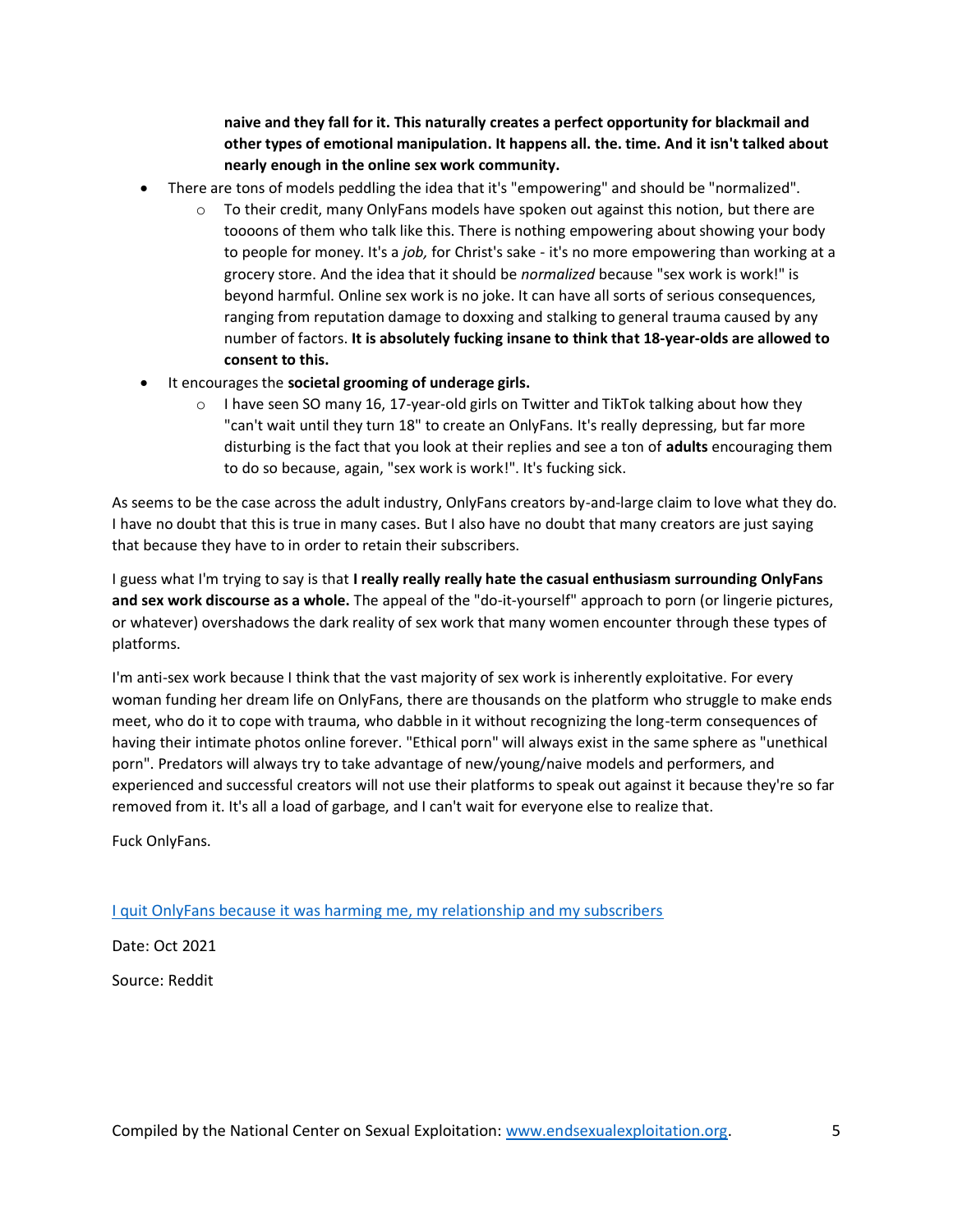**naive and they fall for it. This naturally creates a perfect opportunity for blackmail and other types of emotional manipulation. It happens all. the. time. And it isn't talked about nearly enough in the online sex work community.**

- There are tons of models peddling the idea that it's "empowering" and should be "normalized".
  - To their credit, many OnlyFans models have spoken out against this notion, but there are toooons of them who talk like this. There is nothing empowering about showing your body to people for money. It's a *job,* for Christ's sake - it's no more empowering than working at a grocery store. And the idea that it should be *normalized* because "sex work is work!" is beyond harmful. Online sex work is no joke. It can have all sorts of serious consequences, ranging from reputation damage to doxxing and stalking to general trauma caused by any number of factors. **It is absolutely fucking insane to think that 18-year-olds are allowed to consent to this.**
- It encourages the **societal grooming of underage girls.**
  - I have seen SO many 16, 17-year-old girls on Twitter and TikTok talking about how they "can't wait until they turn 18" to create an OnlyFans. It's really depressing, but far more disturbing is the fact that you look at their replies and see a ton of **adults** encouraging them to do so because, again, "sex work is work!". It's fucking sick.

As seems to be the case across the adult industry, OnlyFans creators by-and-large claim to love what they do. I have no doubt that this is true in many cases. But I also have no doubt that many creators are just saying that because they have to in order to retain their subscribers.

I guess what I'm trying to say is that **I really really really hate the casual enthusiasm surrounding OnlyFans and sex work discourse as a whole.** The appeal of the "do-it-yourself" approach to porn (or lingerie pictures, or whatever) overshadows the dark reality of sex work that many women encounter through these types of platforms.

I'm anti-sex work because I think that the vast majority of sex work is inherently exploitative. For every woman funding her dream life on OnlyFans, there are thousands on the platform who struggle to make ends meet, who do it to cope with trauma, who dabble in it without recognizing the long-term consequences of having their intimate photos online forever. "Ethical porn" will always exist in the same sphere as "unethical porn". Predators will always try to take advantage of new/young/naive models and performers, and experienced and successful creators will not use their platforms to speak out against it because they're so far removed from it. It's all a load of garbage, and I can't wait for everyone else to realize that.

Fuck OnlyFans.

[I quit OnlyFans because it was harming me, my relationship and my subscribers]

Date: Oct 2021

Source: Reddit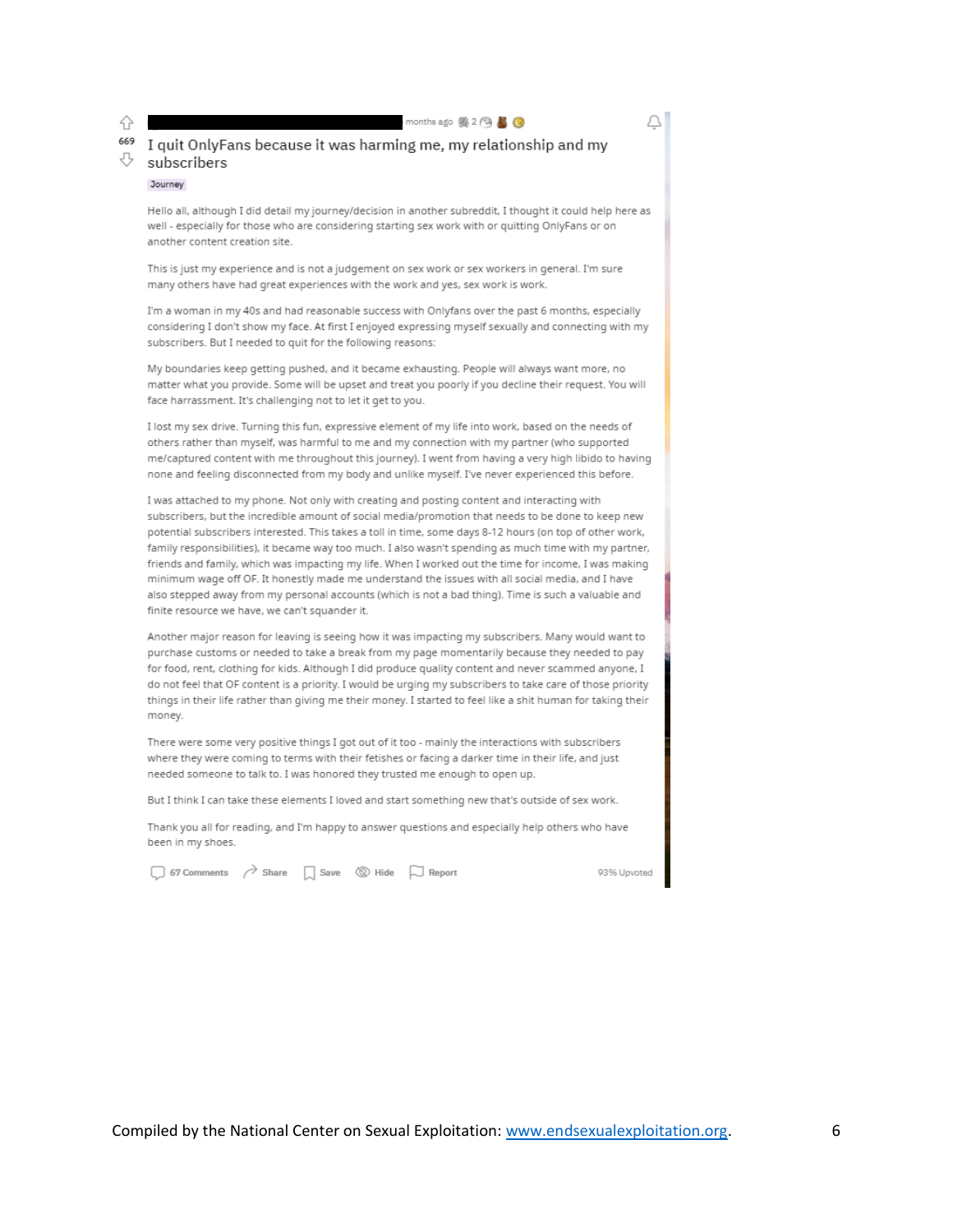669

months ago 2

# I quit OnlyFans because it was harming me, my relationship and my subscribers

Journey

Hello all, although I did detail my journey/decision in another subreddit, I thought it could help here as well - especially for those who are considering starting sex work with or quitting OnlyFans or on another content creation site.

This is just my experience and is not a judgement on sex work or sex workers in general. I'm sure many others have had great experiences with the work and yes, sex work is work.

I'm a woman in my 40s and had reasonable success with Onlyfans over the past 6 months, especially considering I don't show my face. At first I enjoyed expressing myself sexually and connecting with my subscribers. But I needed to quit for the following reasons:

My boundaries keep getting pushed, and it became exhausting. People will always want more, no matter what you provide. Some will be upset and treat you poorly if you decline their request. You will face harrassment. It's challenging not to let it get to you.

I lost my sex drive. Turning this fun, expressive element of my life into work, based on the needs of others rather than myself, was harmful to me and my connection with my partner (who supported me/captured content with me throughout this journey). I went from having a very high libido to having none and feeling disconnected from my body and unlike myself. I've never experienced this before.

I was attached to my phone. Not only with creating and posting content and interacting with subscribers, but the incredible amount of social media/promotion that needs to be done to keep new potential subscribers interested. This takes a toll in time, some days 8-12 hours (on top of other work, family responsibilities), it became way too much. I also wasn't spending as much time with my partner, friends and family, which was impacting my life. When I worked out the time for income, I was making minimum wage off OF. It honestly made me understand the issues with all social media, and I have also stepped away from my personal accounts (which is not a bad thing). Time is such a valuable and finite resource we have, we can't squander it.

Another major reason for leaving is seeing how it was impacting my subscribers. Many would want to purchase customs or needed to take a break from my page momentarily because they needed to pay for food, rent, clothing for kids. Although I did produce quality content and never scammed anyone, I do not feel that OF content is a priority. I would be urging my subscribers to take care of those priority things in their life rather than giving me their money. I started to feel like a shit human for taking their money.

There were some very positive things I got out of it too - mainly the interactions with subscribers where they were coming to terms with their fetishes or facing a darker time in their life, and just needed someone to talk to. I was honored they trusted me enough to open up.

But I think I can take these elements I loved and start something new that's outside of sex work.

Thank you all for reading, and I'm happy to answer questions and especially help others who have been in my shoes.

67 Comments Share Save Hide Report 93% Upvoted

Compiled by the National Center on Sexual Exploitation: [www.endsexualexploitation.org](http://www.endsexualexploitation.org).